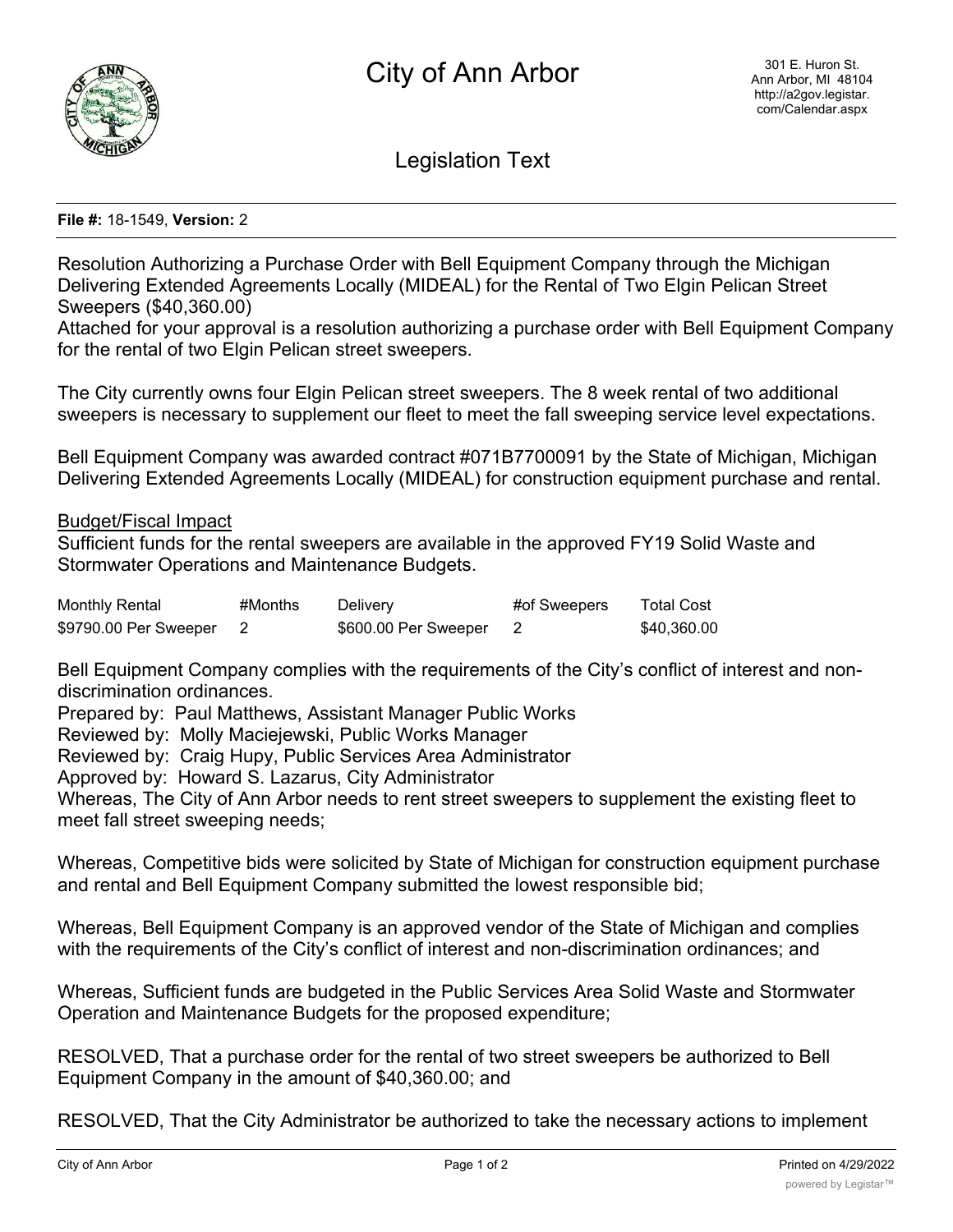# City of Ann Arbor

301 E. Huron St.
Ann Arbor, MI 48104
http://a2gov.legistar.com/Calendar.aspx

## Legislation Text

**File #:** 18-1549, **Version:** 2

Resolution Authorizing a Purchase Order with Bell Equipment Company through the Michigan Delivering Extended Agreements Locally (MIDEAL) for the Rental of Two Elgin Pelican Street Sweepers ($40,360.00)

Attached for your approval is a resolution authorizing a purchase order with Bell Equipment Company for the rental of two Elgin Pelican street sweepers.

The City currently owns four Elgin Pelican street sweepers. The 8 week rental of two additional sweepers is necessary to supplement our fleet to meet the fall sweeping service level expectations.

Bell Equipment Company was awarded contract #071B7700091 by the State of Michigan, Michigan Delivering Extended Agreements Locally (MIDEAL) for construction equipment purchase and rental.

Budget/Fiscal Impact

Sufficient funds for the rental sweepers are available in the approved FY19 Solid Waste and Stormwater Operations and Maintenance Budgets.

| Monthly Rental | #Months | Delivery | #of Sweepers | Total Cost |
|---|---|---|---|---|
| $9790.00 Per Sweeper | 2 | $600.00 Per Sweeper | 2 | $40,360.00 |

Bell Equipment Company complies with the requirements of the City's conflict of interest and non-discrimination ordinances.

Prepared by: Paul Matthews, Assistant Manager Public Works

Reviewed by: Molly Maciejewski, Public Works Manager

Reviewed by: Craig Hupy, Public Services Area Administrator

Approved by: Howard S. Lazarus, City Administrator

Whereas, The City of Ann Arbor needs to rent street sweepers to supplement the existing fleet to meet fall street sweeping needs;

Whereas, Competitive bids were solicited by State of Michigan for construction equipment purchase and rental and Bell Equipment Company submitted the lowest responsible bid;

Whereas, Bell Equipment Company is an approved vendor of the State of Michigan and complies with the requirements of the City's conflict of interest and non-discrimination ordinances; and

Whereas, Sufficient funds are budgeted in the Public Services Area Solid Waste and Stormwater Operation and Maintenance Budgets for the proposed expenditure;

RESOLVED, That a purchase order for the rental of two street sweepers be authorized to Bell Equipment Company in the amount of $40,360.00; and

RESOLVED, That the City Administrator be authorized to take the necessary actions to implement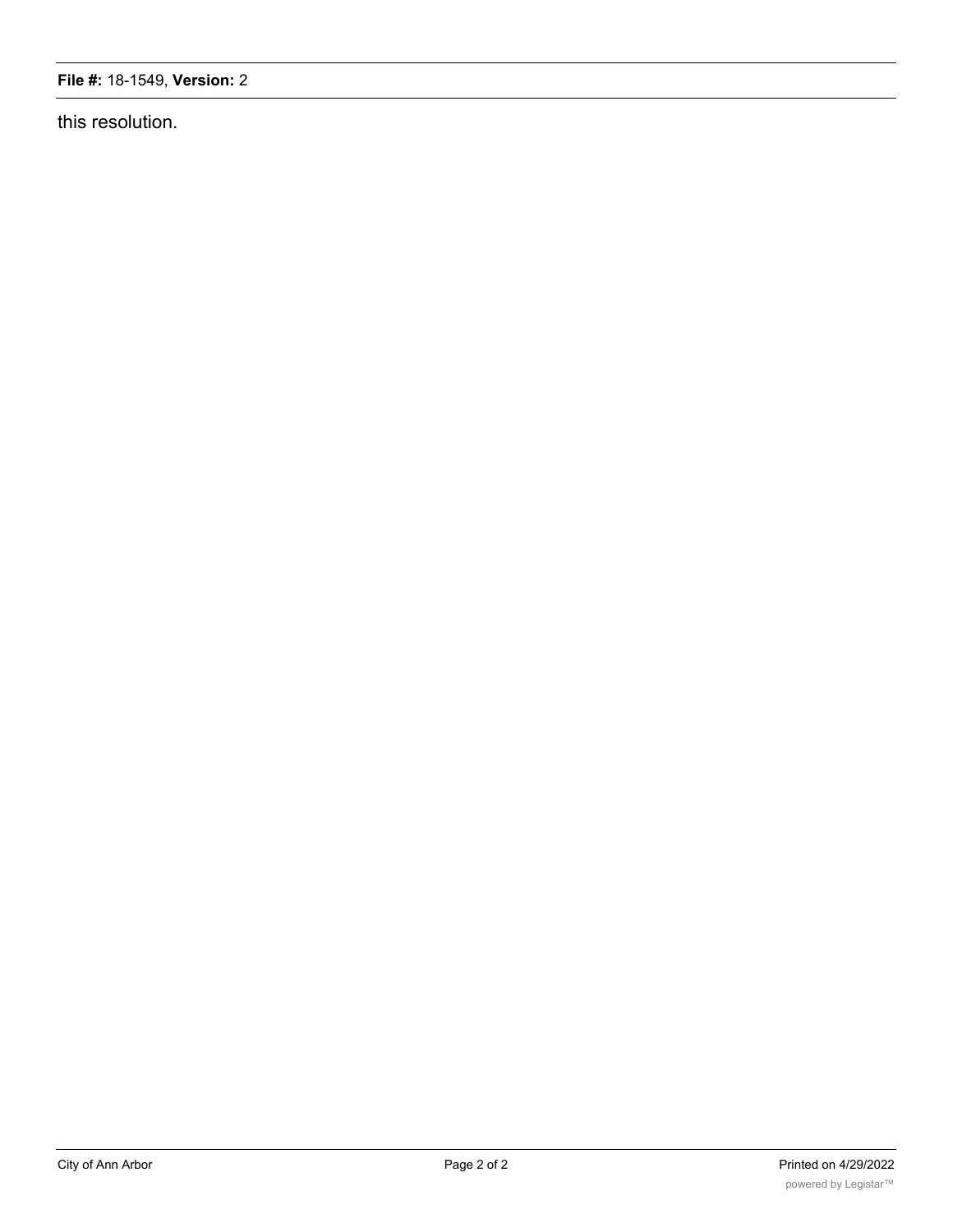this resolution.